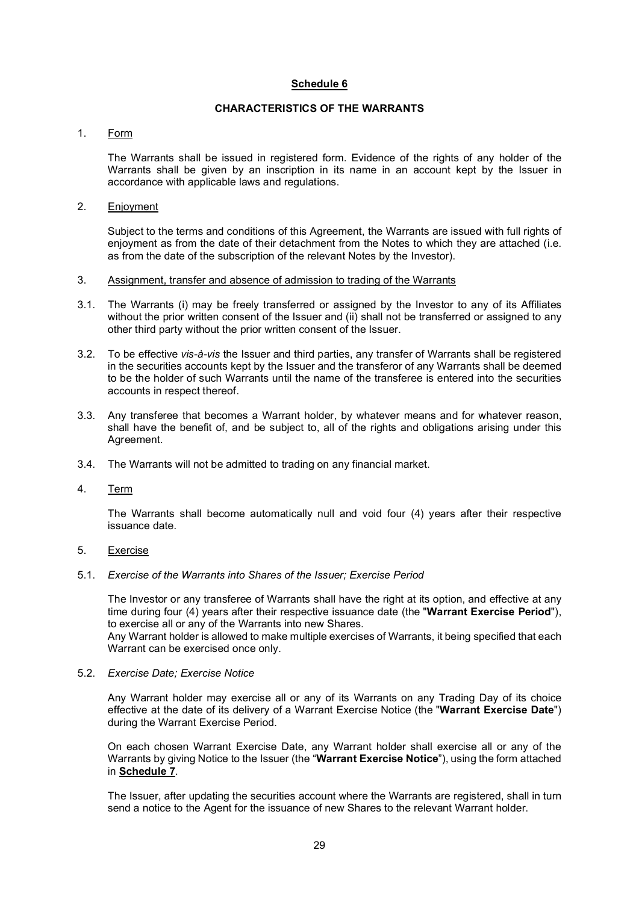# Schedule 6

## CHARACTERISTICS OF THE WARRANTS

1. Form

   The Warrants shall be issued in registered form. Evidence of the rights of any holder of the Warrants shall be given by an inscription in its name in an account kept by the Issuer in accordance with applicable laws and regulations.

2. Enjoyment

   Subject to the terms and conditions of this Agreement, the Warrants are issued with full rights of enjoyment as from the date of their detachment from the Notes to which they are attached (i.e. as from the date of the subscription of the relevant Notes by the Investor).

3. Assignment, transfer and absence of admission to trading of the Warrants

3.1. The Warrants (i) may be freely transferred or assigned by the Investor to any of its Affiliates without the prior written consent of the Issuer and (ii) shall not be transferred or assigned to any other third party without the prior written consent of the Issuer.

3.2. To be effective *vis-à-vis* the Issuer and third parties, any transfer of Warrants shall be registered in the securities accounts kept by the Issuer and the transferor of any Warrants shall be deemed to be the holder of such Warrants until the name of the transferee is entered into the securities accounts in respect thereof.

3.3. Any transferee that becomes a Warrant holder, by whatever means and for whatever reason, shall have the benefit of, and be subject to, all of the rights and obligations arising under this Agreement.

3.4. The Warrants will not be admitted to trading on any financial market.

4. Term

   The Warrants shall become automatically null and void four (4) years after their respective issuance date.

5. Exercise

5.1. *Exercise of the Warrants into Shares of the Issuer; Exercise Period*

   The Investor or any transferee of Warrants shall have the right at its option, and effective at any time during four (4) years after their respective issuance date (the "**Warrant Exercise Period**"), to exercise all or any of the Warrants into new Shares.
   Any Warrant holder is allowed to make multiple exercises of Warrants, it being specified that each Warrant can be exercised once only.

5.2. *Exercise Date; Exercise Notice*

   Any Warrant holder may exercise all or any of its Warrants on any Trading Day of its choice effective at the date of its delivery of a Warrant Exercise Notice (the "**Warrant Exercise Date**") during the Warrant Exercise Period.

   On each chosen Warrant Exercise Date, any Warrant holder shall exercise all or any of the Warrants by giving Notice to the Issuer (the "**Warrant Exercise Notice**"), using the form attached in **Schedule 7**.

   The Issuer, after updating the securities account where the Warrants are registered, shall in turn send a notice to the Agent for the issuance of new Shares to the relevant Warrant holder.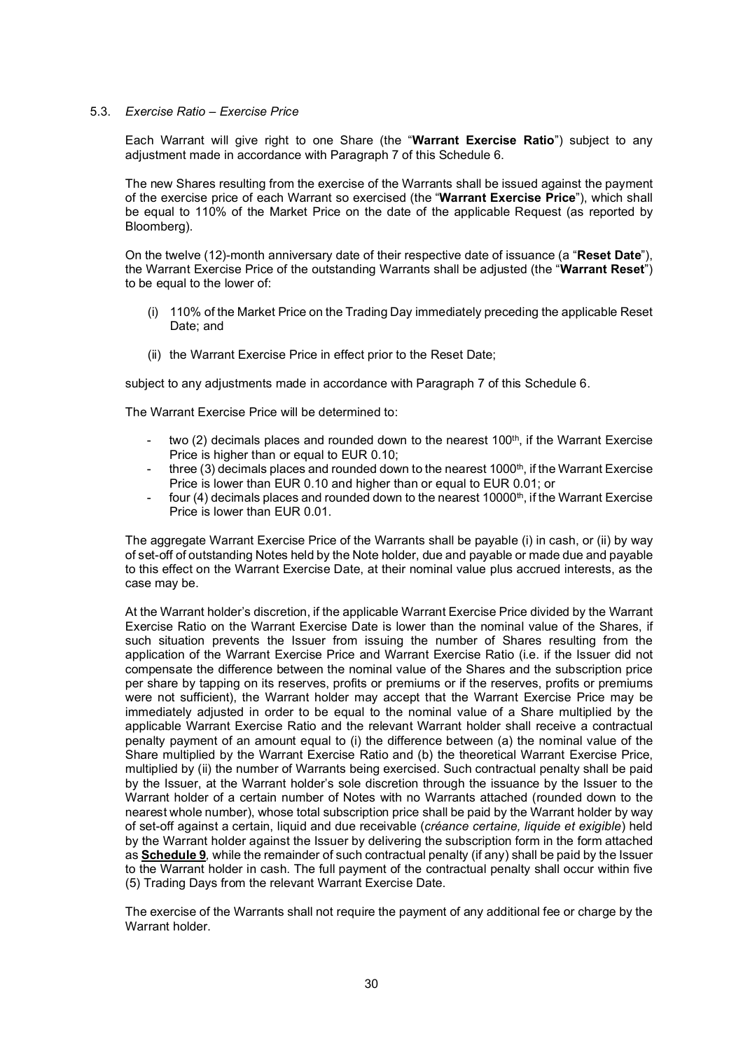5.3. *Exercise Ratio – Exercise Price*

Each Warrant will give right to one Share (the "**Warrant Exercise Ratio**") subject to any adjustment made in accordance with Paragraph 7 of this Schedule 6.

The new Shares resulting from the exercise of the Warrants shall be issued against the payment of the exercise price of each Warrant so exercised (the "**Warrant Exercise Price**"), which shall be equal to 110% of the Market Price on the date of the applicable Request (as reported by Bloomberg).

On the twelve (12)-month anniversary date of their respective date of issuance (a "**Reset Date**"), the Warrant Exercise Price of the outstanding Warrants shall be adjusted (the "**Warrant Reset**") to be equal to the lower of:

(i) 110% of the Market Price on the Trading Day immediately preceding the applicable Reset Date; and

(ii) the Warrant Exercise Price in effect prior to the Reset Date;

subject to any adjustments made in accordance with Paragraph 7 of this Schedule 6.

The Warrant Exercise Price will be determined to:

- two (2) decimals places and rounded down to the nearest 100th, if the Warrant Exercise Price is higher than or equal to EUR 0.10;
- three (3) decimals places and rounded down to the nearest 1000th, if the Warrant Exercise Price is lower than EUR 0.10 and higher than or equal to EUR 0.01; or
- four (4) decimals places and rounded down to the nearest 10000th, if the Warrant Exercise Price is lower than EUR 0.01.

The aggregate Warrant Exercise Price of the Warrants shall be payable (i) in cash, or (ii) by way of set-off of outstanding Notes held by the Note holder, due and payable or made due and payable to this effect on the Warrant Exercise Date, at their nominal value plus accrued interests, as the case may be.

At the Warrant holder's discretion, if the applicable Warrant Exercise Price divided by the Warrant Exercise Ratio on the Warrant Exercise Date is lower than the nominal value of the Shares, if such situation prevents the Issuer from issuing the number of Shares resulting from the application of the Warrant Exercise Price and Warrant Exercise Ratio (i.e. if the Issuer did not compensate the difference between the nominal value of the Shares and the subscription price per share by tapping on its reserves, profits or premiums or if the reserves, profits or premiums were not sufficient), the Warrant holder may accept that the Warrant Exercise Price may be immediately adjusted in order to be equal to the nominal value of a Share multiplied by the applicable Warrant Exercise Ratio and the relevant Warrant holder shall receive a contractual penalty payment of an amount equal to (i) the difference between (a) the nominal value of the Share multiplied by the Warrant Exercise Ratio and (b) the theoretical Warrant Exercise Price, multiplied by (ii) the number of Warrants being exercised. Such contractual penalty shall be paid by the Issuer, at the Warrant holder's sole discretion through the issuance by the Issuer to the Warrant holder of a certain number of Notes with no Warrants attached (rounded down to the nearest whole number), whose total subscription price shall be paid by the Warrant holder by way of set-off against a certain, liquid and due receivable (*créance certaine, liquide et exigible*) held by the Warrant holder against the Issuer by delivering the subscription form in the form attached as **Schedule 9**, while the remainder of such contractual penalty (if any) shall be paid by the Issuer to the Warrant holder in cash. The full payment of the contractual penalty shall occur within five (5) Trading Days from the relevant Warrant Exercise Date.

The exercise of the Warrants shall not require the payment of any additional fee or charge by the Warrant holder.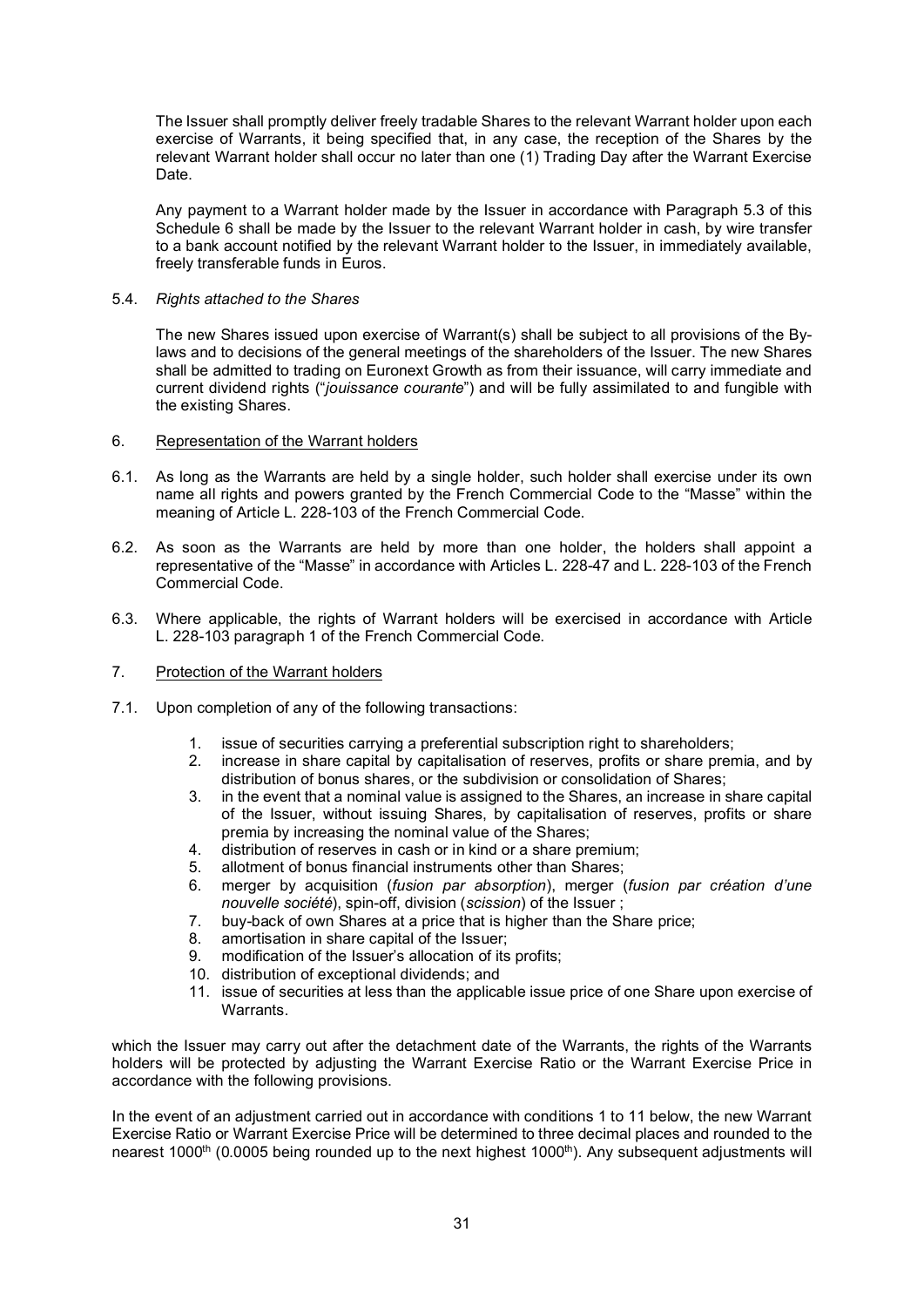The Issuer shall promptly deliver freely tradable Shares to the relevant Warrant holder upon each exercise of Warrants, it being specified that, in any case, the reception of the Shares by the relevant Warrant holder shall occur no later than one (1) Trading Day after the Warrant Exercise Date.

Any payment to a Warrant holder made by the Issuer in accordance with Paragraph 5.3 of this Schedule 6 shall be made by the Issuer to the relevant Warrant holder in cash, by wire transfer to a bank account notified by the relevant Warrant holder to the Issuer, in immediately available, freely transferable funds in Euros.

5.4. *Rights attached to the Shares*

The new Shares issued upon exercise of Warrant(s) shall be subject to all provisions of the By-laws and to decisions of the general meetings of the shareholders of the Issuer. The new Shares shall be admitted to trading on Euronext Growth as from their issuance, will carry immediate and current dividend rights ("*jouissance courante*") and will be fully assimilated to and fungible with the existing Shares.

6. Representation of the Warrant holders

6.1. As long as the Warrants are held by a single holder, such holder shall exercise under its own name all rights and powers granted by the French Commercial Code to the "Masse" within the meaning of Article L. 228-103 of the French Commercial Code.

6.2. As soon as the Warrants are held by more than one holder, the holders shall appoint a representative of the "Masse" in accordance with Articles L. 228-47 and L. 228-103 of the French Commercial Code.

6.3. Where applicable, the rights of Warrant holders will be exercised in accordance with Article L. 228-103 paragraph 1 of the French Commercial Code.

7. Protection of the Warrant holders

7.1. Upon completion of any of the following transactions:

1. issue of securities carrying a preferential subscription right to shareholders;
2. increase in share capital by capitalisation of reserves, profits or share premia, and by distribution of bonus shares, or the subdivision or consolidation of Shares;
3. in the event that a nominal value is assigned to the Shares, an increase in share capital of the Issuer, without issuing Shares, by capitalisation of reserves, profits or share premia by increasing the nominal value of the Shares;
4. distribution of reserves in cash or in kind or a share premium;
5. allotment of bonus financial instruments other than Shares;
6. merger by acquisition (*fusion par absorption*), merger (*fusion par création d'une nouvelle société*), spin-off, division (*scission*) of the Issuer ;
7. buy-back of own Shares at a price that is higher than the Share price;
8. amortisation in share capital of the Issuer;
9. modification of the Issuer's allocation of its profits;
10. distribution of exceptional dividends; and
11. issue of securities at less than the applicable issue price of one Share upon exercise of Warrants.

which the Issuer may carry out after the detachment date of the Warrants, the rights of the Warrants holders will be protected by adjusting the Warrant Exercise Ratio or the Warrant Exercise Price in accordance with the following provisions.

In the event of an adjustment carried out in accordance with conditions 1 to 11 below, the new Warrant Exercise Ratio or Warrant Exercise Price will be determined to three decimal places and rounded to the nearest 1000th (0.0005 being rounded up to the next highest 1000th). Any subsequent adjustments will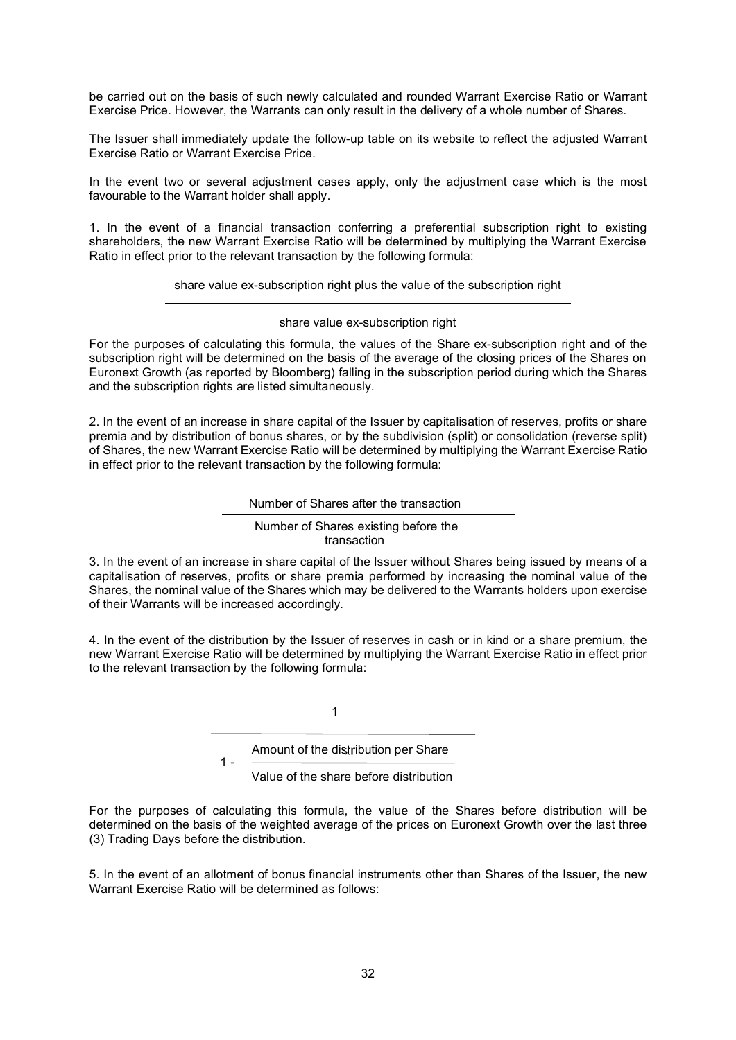be carried out on the basis of such newly calculated and rounded Warrant Exercise Ratio or Warrant Exercise Price. However, the Warrants can only result in the delivery of a whole number of Shares.

The Issuer shall immediately update the follow-up table on its website to reflect the adjusted Warrant Exercise Ratio or Warrant Exercise Price.

In the event two or several adjustment cases apply, only the adjustment case which is the most favourable to the Warrant holder shall apply.

1. In the event of a financial transaction conferring a preferential subscription right to existing shareholders, the new Warrant Exercise Ratio will be determined by multiplying the Warrant Exercise Ratio in effect prior to the relevant transaction by the following formula:

$$\frac{\text{share value ex-subscription right plus the value of the subscription right}}{\text{share value ex-subscription right}}$$

For the purposes of calculating this formula, the values of the Share ex-subscription right and of the subscription right will be determined on the basis of the average of the closing prices of the Shares on Euronext Growth (as reported by Bloomberg) falling in the subscription period during which the Shares and the subscription rights are listed simultaneously.

2. In the event of an increase in share capital of the Issuer by capitalisation of reserves, profits or share premia and by distribution of bonus shares, or by the subdivision (split) or consolidation (reverse split) of Shares, the new Warrant Exercise Ratio will be determined by multiplying the Warrant Exercise Ratio in effect prior to the relevant transaction by the following formula:

$$\frac{\text{Number of Shares after the transaction}}{\text{Number of Shares existing before the transaction}}$$

3. In the event of an increase in share capital of the Issuer without Shares being issued by means of a capitalisation of reserves, profits or share premia performed by increasing the nominal value of the Shares, the nominal value of the Shares which may be delivered to the Warrants holders upon exercise of their Warrants will be increased accordingly.

4. In the event of the distribution by the Issuer of reserves in cash or in kind or a share premium, the new Warrant Exercise Ratio will be determined by multiplying the Warrant Exercise Ratio in effect prior to the relevant transaction by the following formula:

$$\frac{1}{1 - \dfrac{\text{Amount of the distribution per Share}}{\text{Value of the share before distribution}}}$$

For the purposes of calculating this formula, the value of the Shares before distribution will be determined on the basis of the weighted average of the prices on Euronext Growth over the last three (3) Trading Days before the distribution.

5. In the event of an allotment of bonus financial instruments other than Shares of the Issuer, the new Warrant Exercise Ratio will be determined as follows: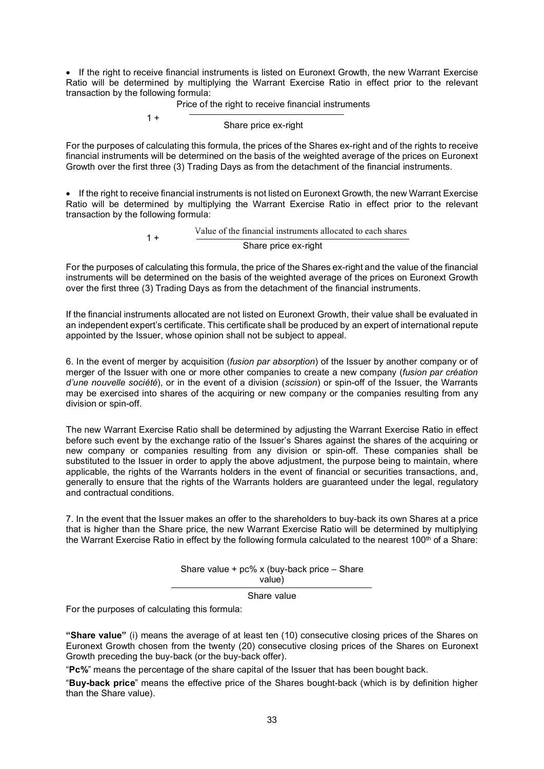- If the right to receive financial instruments is listed on Euronext Growth, the new Warrant Exercise Ratio will be determined by multiplying the Warrant Exercise Ratio in effect prior to the relevant transaction by the following formula:

$$1 + \frac{\text{Price of the right to receive financial instruments}}{\text{Share price ex-right}}$$

For the purposes of calculating this formula, the prices of the Shares ex-right and of the rights to receive financial instruments will be determined on the basis of the weighted average of the prices on Euronext Growth over the first three (3) Trading Days as from the detachment of the financial instruments.

- If the right to receive financial instruments is not listed on Euronext Growth, the new Warrant Exercise Ratio will be determined by multiplying the Warrant Exercise Ratio in effect prior to the relevant transaction by the following formula:

$$1 + \frac{\text{Value of the financial instruments allocated to each shares}}{\text{Share price ex-right}}$$

For the purposes of calculating this formula, the price of the Shares ex-right and the value of the financial instruments will be determined on the basis of the weighted average of the prices on Euronext Growth over the first three (3) Trading Days as from the detachment of the financial instruments.

If the financial instruments allocated are not listed on Euronext Growth, their value shall be evaluated in an independent expert's certificate. This certificate shall be produced by an expert of international repute appointed by the Issuer, whose opinion shall not be subject to appeal.

6. In the event of merger by acquisition (*fusion par absorption*) of the Issuer by another company or of merger of the Issuer with one or more other companies to create a new company (*fusion par création d'une nouvelle société*), or in the event of a division (*scission*) or spin-off of the Issuer, the Warrants may be exercised into shares of the acquiring or new company or the companies resulting from any division or spin-off.

The new Warrant Exercise Ratio shall be determined by adjusting the Warrant Exercise Ratio in effect before such event by the exchange ratio of the Issuer's Shares against the shares of the acquiring or new company or companies resulting from any division or spin-off. These companies shall be substituted to the Issuer in order to apply the above adjustment, the purpose being to maintain, where applicable, the rights of the Warrants holders in the event of financial or securities transactions, and, generally to ensure that the rights of the Warrants holders are guaranteed under the legal, regulatory and contractual conditions.

7. In the event that the Issuer makes an offer to the shareholders to buy-back its own Shares at a price that is higher than the Share price, the new Warrant Exercise Ratio will be determined by multiplying the Warrant Exercise Ratio in effect by the following formula calculated to the nearest 100th of a Share:

$$\frac{\text{Share value} + \text{pc\%} \times (\text{buy-back price} - \text{Share value})}{\text{Share value}}$$

For the purposes of calculating this formula:

**"Share value"** (i) means the average of at least ten (10) consecutive closing prices of the Shares on Euronext Growth chosen from the twenty (20) consecutive closing prices of the Shares on Euronext Growth preceding the buy-back (or the buy-back offer).

"**Pc%**" means the percentage of the share capital of the Issuer that has been bought back.

"**Buy-back price**" means the effective price of the Shares bought-back (which is by definition higher than the Share value).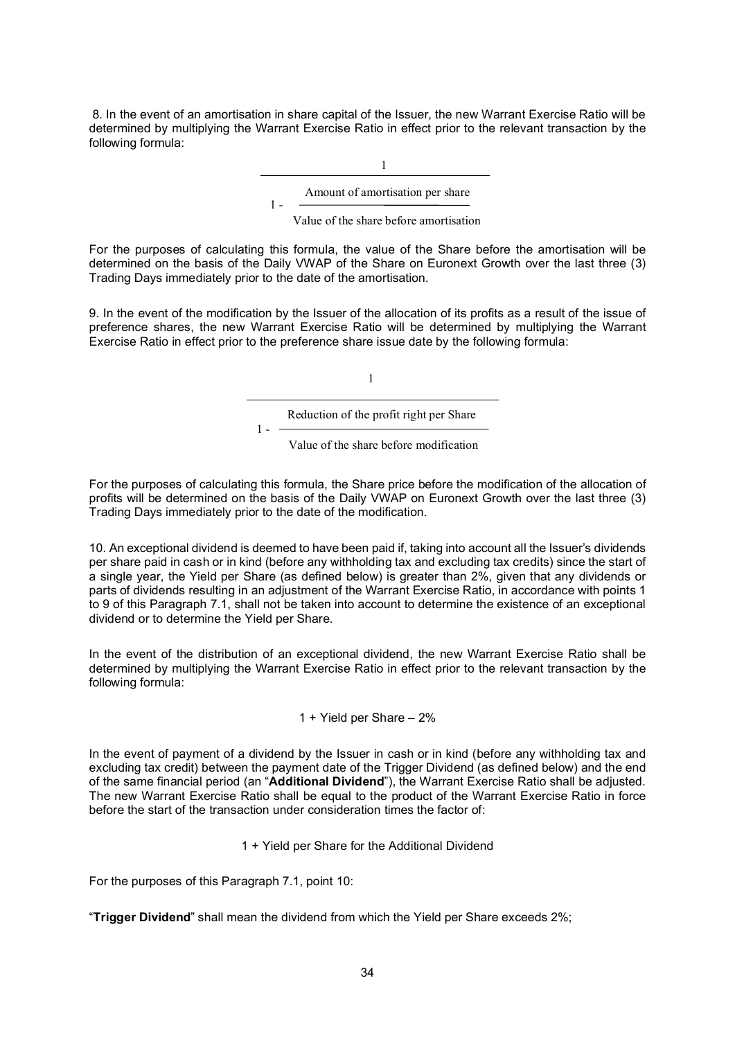8. In the event of an amortisation in share capital of the Issuer, the new Warrant Exercise Ratio will be determined by multiplying the Warrant Exercise Ratio in effect prior to the relevant transaction by the following formula:

$$\frac{1}{1 - \dfrac{\text{Amount of amortisation per share}}{\text{Value of the share before amortisation}}}$$

For the purposes of calculating this formula, the value of the Share before the amortisation will be determined on the basis of the Daily VWAP of the Share on Euronext Growth over the last three (3) Trading Days immediately prior to the date of the amortisation.

9. In the event of the modification by the Issuer of the allocation of its profits as a result of the issue of preference shares, the new Warrant Exercise Ratio will be determined by multiplying the Warrant Exercise Ratio in effect prior to the preference share issue date by the following formula:

$$\frac{1}{1 - \dfrac{\text{Reduction of the profit right per Share}}{\text{Value of the share before modification}}}$$

For the purposes of calculating this formula, the Share price before the modification of the allocation of profits will be determined on the basis of the Daily VWAP on Euronext Growth over the last three (3) Trading Days immediately prior to the date of the modification.

10. An exceptional dividend is deemed to have been paid if, taking into account all the Issuer's dividends per share paid in cash or in kind (before any withholding tax and excluding tax credits) since the start of a single year, the Yield per Share (as defined below) is greater than 2%, given that any dividends or parts of dividends resulting in an adjustment of the Warrant Exercise Ratio, in accordance with points 1 to 9 of this Paragraph 7.1, shall not be taken into account to determine the existence of an exceptional dividend or to determine the Yield per Share.

In the event of the distribution of an exceptional dividend, the new Warrant Exercise Ratio shall be determined by multiplying the Warrant Exercise Ratio in effect prior to the relevant transaction by the following formula:

$$1 + \text{Yield per Share} - 2\%$$

In the event of payment of a dividend by the Issuer in cash or in kind (before any withholding tax and excluding tax credit) between the payment date of the Trigger Dividend (as defined below) and the end of the same financial period (an "**Additional Dividend**"), the Warrant Exercise Ratio shall be adjusted. The new Warrant Exercise Ratio shall be equal to the product of the Warrant Exercise Ratio in force before the start of the transaction under consideration times the factor of:

$$1 + \text{Yield per Share for the Additional Dividend}$$

For the purposes of this Paragraph 7.1, point 10:

"**Trigger Dividend**" shall mean the dividend from which the Yield per Share exceeds 2%;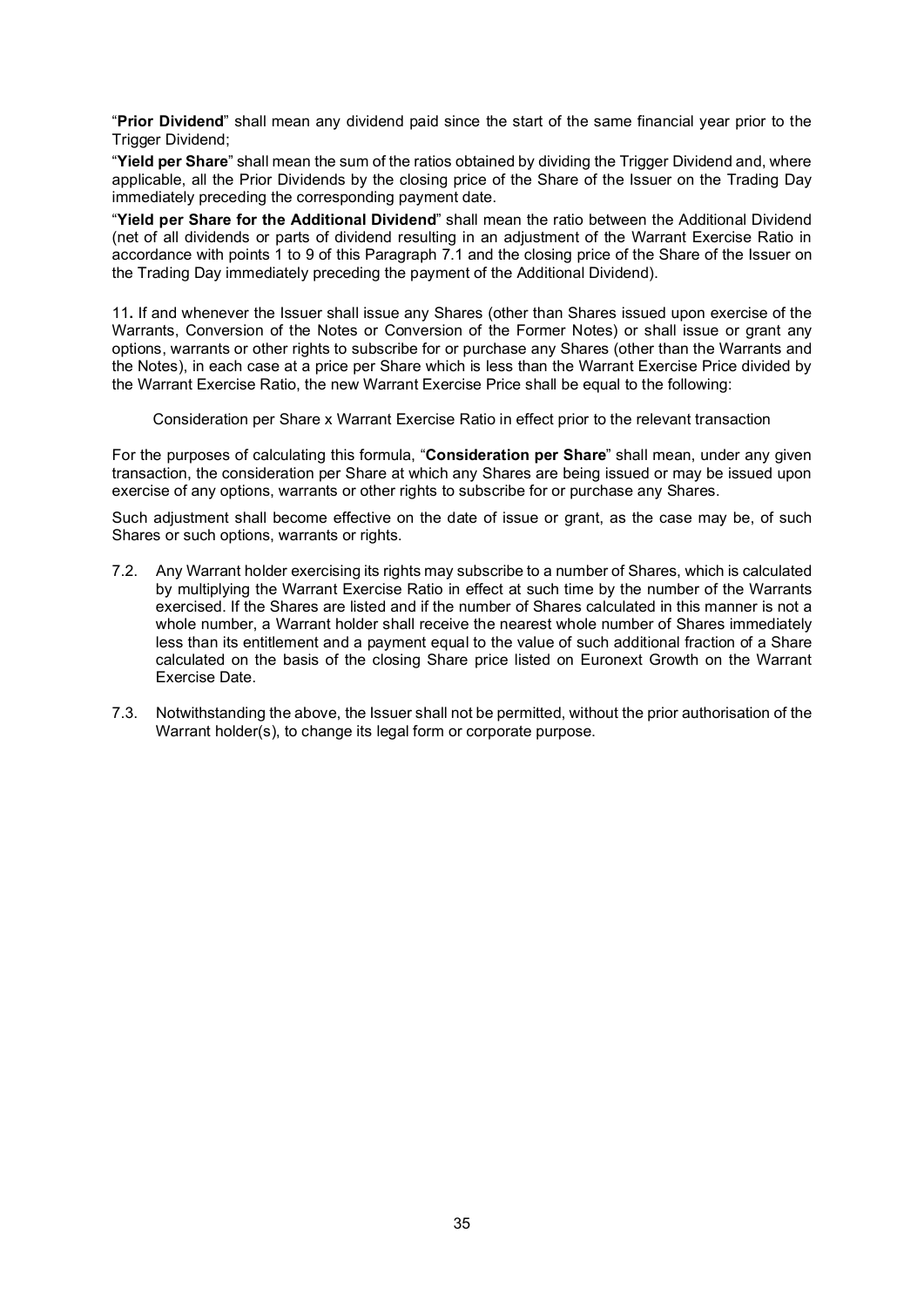"**Prior Dividend**" shall mean any dividend paid since the start of the same financial year prior to the Trigger Dividend;

"**Yield per Share**" shall mean the sum of the ratios obtained by dividing the Trigger Dividend and, where applicable, all the Prior Dividends by the closing price of the Share of the Issuer on the Trading Day immediately preceding the corresponding payment date.

"**Yield per Share for the Additional Dividend**" shall mean the ratio between the Additional Dividend (net of all dividends or parts of dividend resulting in an adjustment of the Warrant Exercise Ratio in accordance with points 1 to 9 of this Paragraph 7.1 and the closing price of the Share of the Issuer on the Trading Day immediately preceding the payment of the Additional Dividend).

11**.** If and whenever the Issuer shall issue any Shares (other than Shares issued upon exercise of the Warrants, Conversion of the Notes or Conversion of the Former Notes) or shall issue or grant any options, warrants or other rights to subscribe for or purchase any Shares (other than the Warrants and the Notes), in each case at a price per Share which is less than the Warrant Exercise Price divided by the Warrant Exercise Ratio, the new Warrant Exercise Price shall be equal to the following:

Consideration per Share x Warrant Exercise Ratio in effect prior to the relevant transaction

For the purposes of calculating this formula, "**Consideration per Share**" shall mean, under any given transaction, the consideration per Share at which any Shares are being issued or may be issued upon exercise of any options, warrants or other rights to subscribe for or purchase any Shares.

Such adjustment shall become effective on the date of issue or grant, as the case may be, of such Shares or such options, warrants or rights.

7.2. Any Warrant holder exercising its rights may subscribe to a number of Shares, which is calculated by multiplying the Warrant Exercise Ratio in effect at such time by the number of the Warrants exercised. If the Shares are listed and if the number of Shares calculated in this manner is not a whole number, a Warrant holder shall receive the nearest whole number of Shares immediately less than its entitlement and a payment equal to the value of such additional fraction of a Share calculated on the basis of the closing Share price listed on Euronext Growth on the Warrant Exercise Date.

7.3. Notwithstanding the above, the Issuer shall not be permitted, without the prior authorisation of the Warrant holder(s), to change its legal form or corporate purpose.